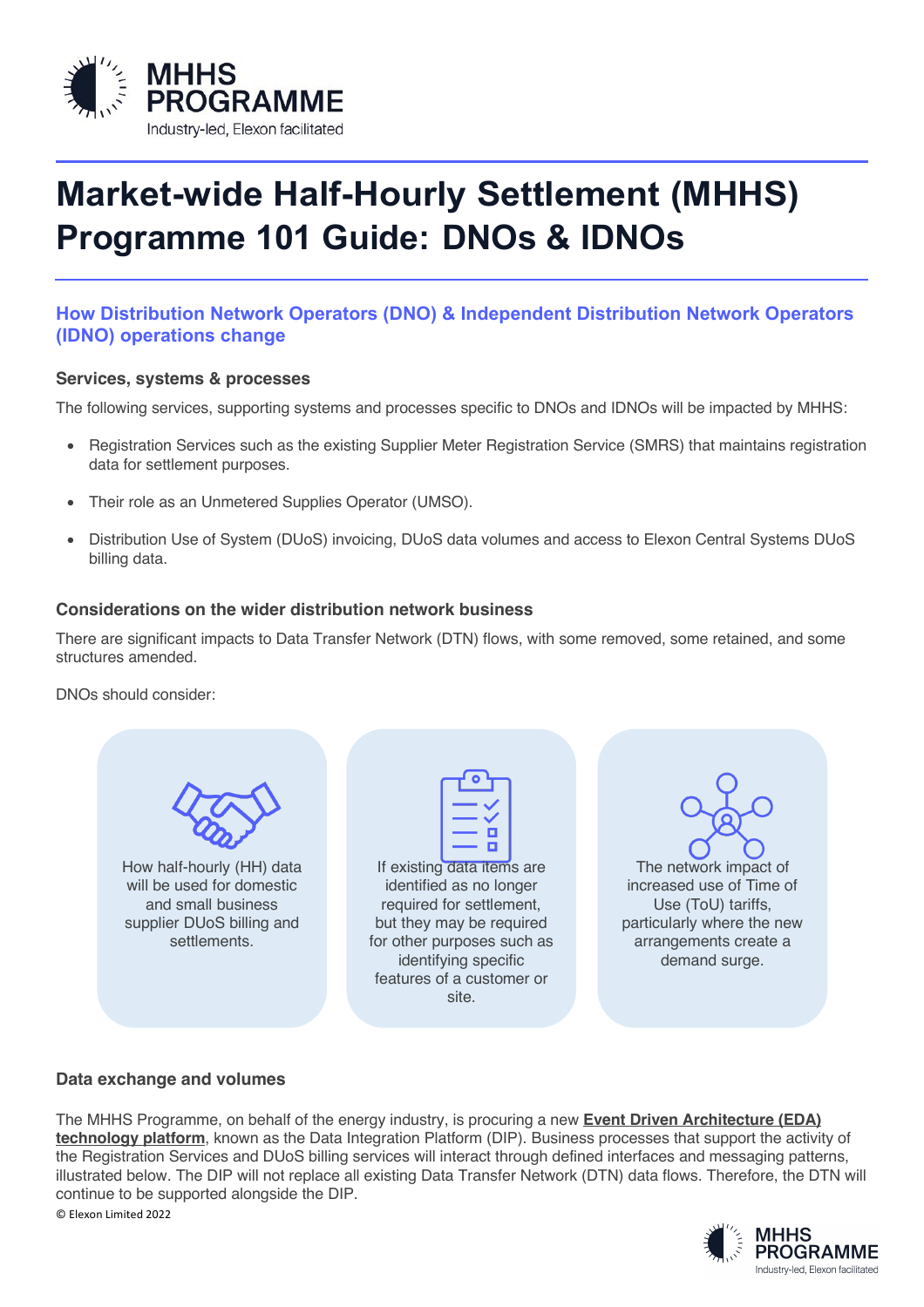# Market-wide Half-Hourly Settlement (MHHS) Programme 101 Guide: DNOs & IDNOs

## How Distribution Network Operators (DNO) & Independent Distribution Network Operators (IDNO) operations change

### Services, systems & processes

The following services, supporting systems and processes specific to DNOs and IDNOs will be impacted by MHHS:

- Registration Services such as the existing Supplier Meter Registration Service (SMRS) that maintains registration data for settlement purposes.
- Their role as an Unmetered Supplies Operator (UMSO).
- Distribution Use of System (DUoS) invoicing, DUoS data volumes and access to Elexon Central Systems DUoS billing data.

### Considerations on the wider distribution network business

There are significant impacts to Data Transfer Network (DTN) flows, with some removed, some retained, and some structures amended.

DNOs should consider:

- How half-hourly (HH) data will be used for domestic and small business supplier DUoS billing and settlements.
- If existing data items are identified as no longer required for settlement, but they may be required for other purposes such as identifying specific features of a customer or site.
- The network impact of increased use of Time of Use (ToU) tariffs, particularly where the new arrangements create a demand surge.

### Data exchange and volumes

The MHHS Programme, on behalf of the energy industry, is procuring a new **Event Driven Architecture (EDA) technology platform**, known as the Data Integration Platform (DIP). Business processes that support the activity of the Registration Services and DUoS billing services will interact through defined interfaces and messaging patterns, illustrated below. The DIP will not replace all existing Data Transfer Network (DTN) data flows. Therefore, the DTN will continue to be supported alongside the DIP.

© Elexon Limited 2022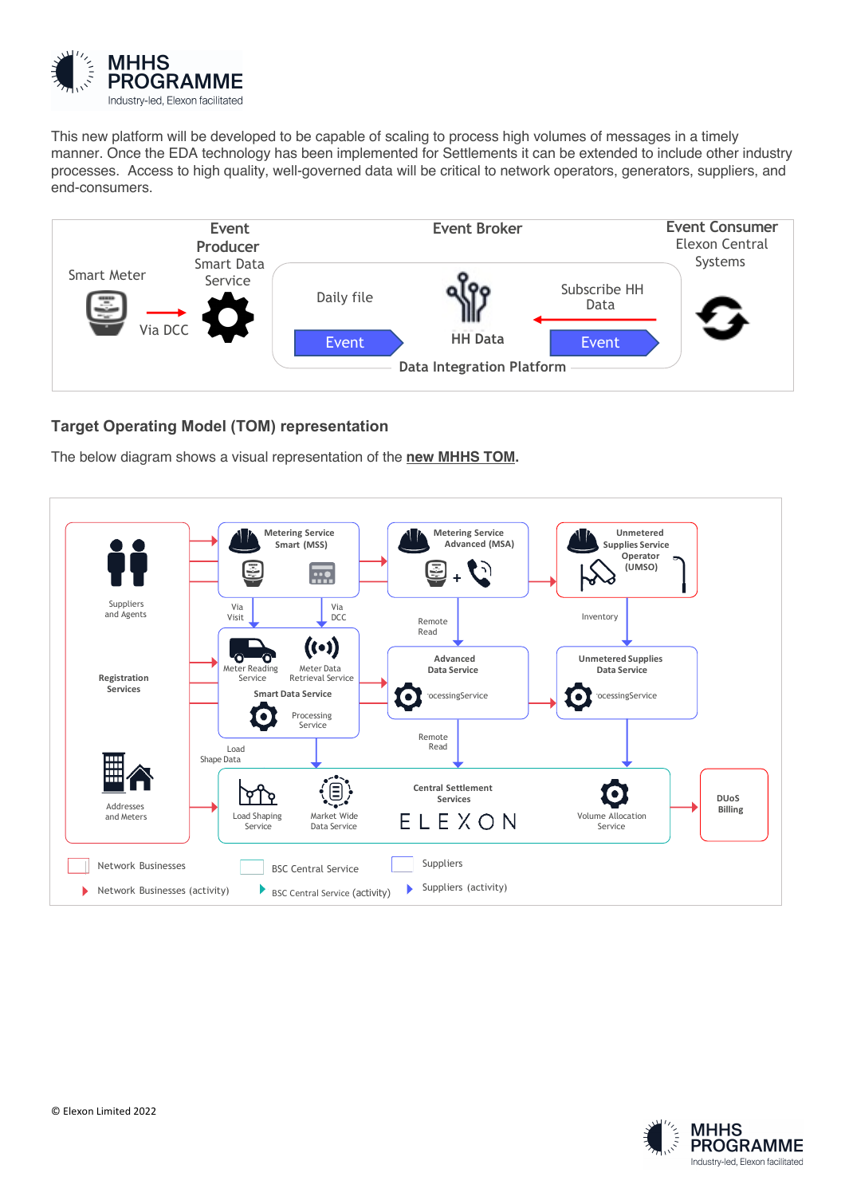This new platform will be developed to be capable of scaling to process high volumes of messages in a timely manner. Once the EDA technology has been implemented for Settlements it can be extended to include other industry processes. Access to high quality, well-governed data will be critical to network operators, generators, suppliers, and end-consumers.

Smart Meter

Via DCC

Event Producer

Smart Data Service

Event Broker

Daily file

Event

HH Data

Subscribe HH Data

Event

Data Integration Platform

Event Consumer

Elexon Central Systems

## Target Operating Model (TOM) representation

The below diagram shows a visual representation of the **new MHHS TOM**.

Suppliers and Agents

Registration Services

Addresses and Meters

Metering Service Smart (MSS)

Via Visit

Via DCC

Meter Reading Service

Meter Data Retrieval Service

Smart Data Service

Processing Service

Load Shape Data

Metering Service Advanced (MSA)

Remote Read

Advanced Data Service

ocessingService

Remote Read

Unmetered Supplies Service Operator (UMSO)

Inventory

Unmetered Supplies Data Service

ocessingService

Load Shaping Service

Market Wide Data Service

Central Settlement Services

ELEXON

Volume Allocation Service

DUoS Billing

Network Businesses

Network Businesses (activity)

BSC Central Service

BSC Central Service (activity)

Suppliers

Suppliers (activity)

© Elexon Limited 2022